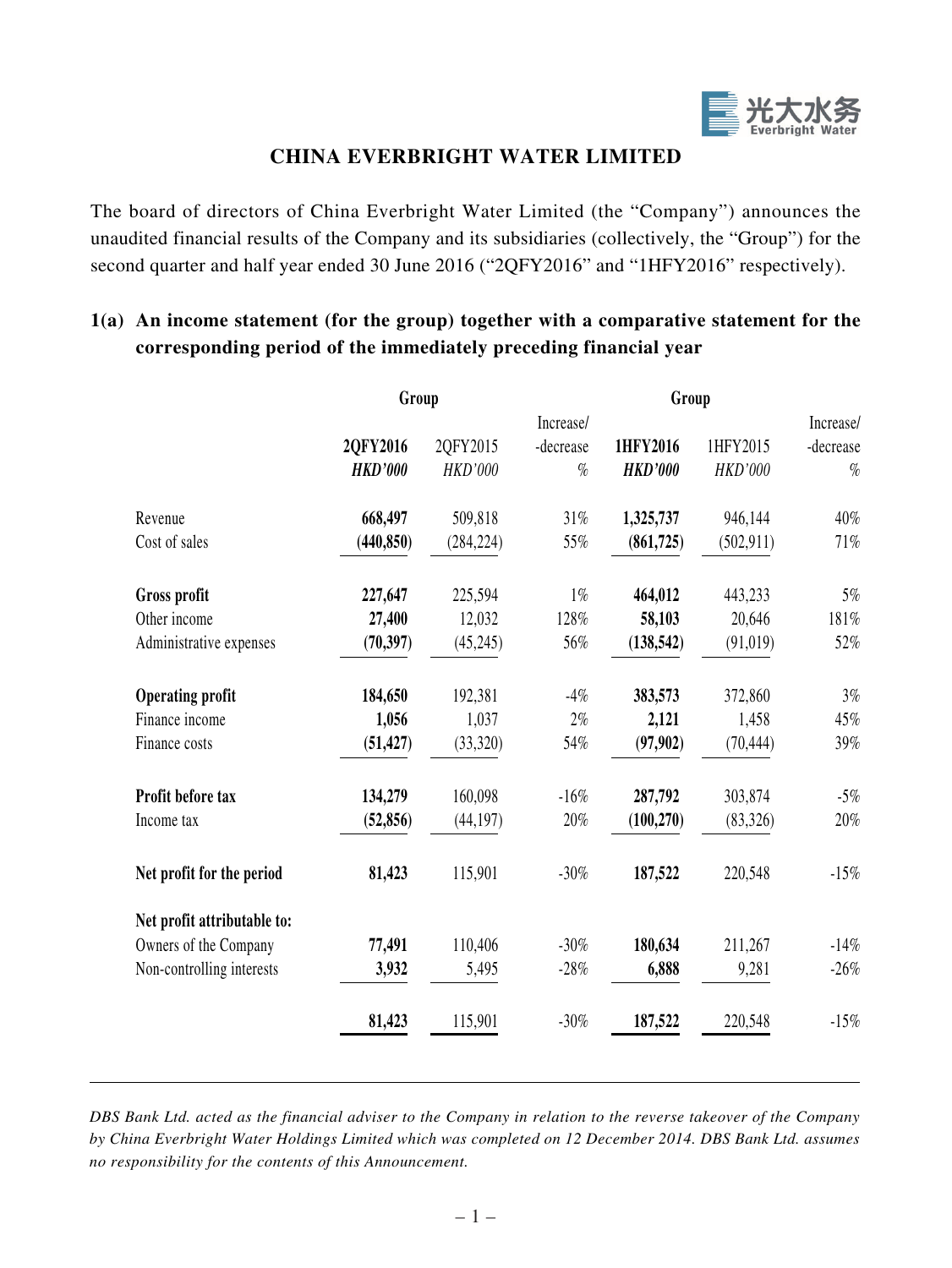光大水务 Everbright Water

# CHINA EVERBRIGHT WATER LIMITED

The board of directors of China Everbright Water Limited (the "Company") announces the unaudited financial results of the Company and its subsidiaries (collectively, the "Group") for the second quarter and half year ended 30 June 2016 ("2QFY2016" and "1HFY2016" respectively).

## 1(a) An income statement (for the group) together with a comparative statement for the corresponding period of the immediately preceding financial year

| | Group | | | Group | | |
|---|---|---|---|---|---|---|
| | **2QFY2016** | 2QFY2015 | Increase/ -decrease | **1HFY2016** | 1HFY2015 | Increase/ -decrease |
| | ***HKD'000*** | *HKD'000* | % | ***HKD'000*** | *HKD'000* | % |
| Revenue | **668,497** | 509,818 | 31% | **1,325,737** | 946,144 | 40% |
| Cost of sales | **(440,850)** | (284,224) | 55% | **(861,725)** | (502,911) | 71% |
| **Gross profit** | **227,647** | 225,594 | 1% | **464,012** | 443,233 | 5% |
| Other income | **27,400** | 12,032 | 128% | **58,103** | 20,646 | 181% |
| Administrative expenses | **(70,397)** | (45,245) | 56% | **(138,542)** | (91,019) | 52% |
| **Operating profit** | **184,650** | 192,381 | -4% | **383,573** | 372,860 | 3% |
| Finance income | **1,056** | 1,037 | 2% | **2,121** | 1,458 | 45% |
| Finance costs | **(51,427)** | (33,320) | 54% | **(97,902)** | (70,444) | 39% |
| **Profit before tax** | **134,279** | 160,098 | -16% | **287,792** | 303,874 | -5% |
| Income tax | **(52,856)** | (44,197) | 20% | **(100,270)** | (83,326) | 20% |
| **Net profit for the period** | **81,423** | 115,901 | -30% | **187,522** | 220,548 | -15% |
| **Net profit attributable to:** | | | | | | |
| Owners of the Company | **77,491** | 110,406 | -30% | **180,634** | 211,267 | -14% |
| Non-controlling interests | **3,932** | 5,495 | -28% | **6,888** | 9,281 | -26% |
| | **81,423** | 115,901 | -30% | **187,522** | 220,548 | -15% |

*DBS Bank Ltd. acted as the financial adviser to the Company in relation to the reverse takeover of the Company by China Everbright Water Holdings Limited which was completed on 12 December 2014. DBS Bank Ltd. assumes no responsibility for the contents of this Announcement.*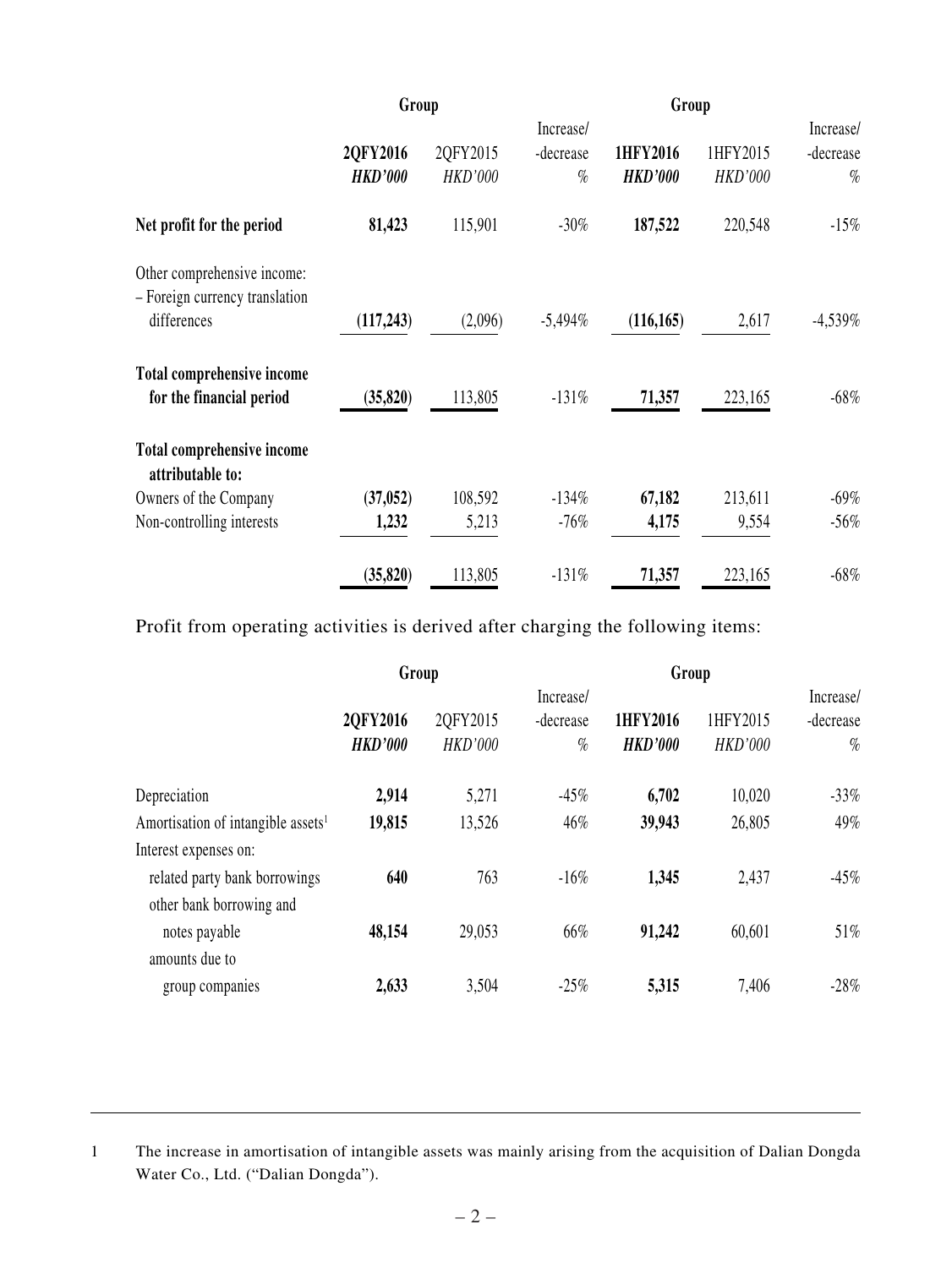| | Group | | | Group | | |
|---|---|---|---|---|---|---|
| | **2QFY2016** | 2QFY2015 | Increase/ -decrease | **1HFY2016** | 1HFY2015 | Increase/ -decrease |
| | ***HKD'000*** | *HKD'000* | % | ***HKD'000*** | *HKD'000* | % |
| **Net profit for the period** | **81,423** | 115,901 | -30% | **187,522** | 220,548 | -15% |
| Other comprehensive income: | | | | | | |
| – Foreign currency translation differences | **(117,243)** | (2,096) | -5,494% | **(116,165)** | 2,617 | -4,539% |
| **Total comprehensive income for the financial period** | **(35,820)** | 113,805 | -131% | **71,357** | 223,165 | -68% |
| **Total comprehensive income attributable to:** | | | | | | |
| Owners of the Company | **(37,052)** | 108,592 | -134% | **67,182** | 213,611 | -69% |
| Non-controlling interests | **1,232** | 5,213 | -76% | **4,175** | 9,554 | -56% |
| | **(35,820)** | 113,805 | -131% | **71,357** | 223,165 | -68% |

Profit from operating activities is derived after charging the following items:

| | Group | | | Group | | |
|---|---|---|---|---|---|---|
| | **2QFY2016** | 2QFY2015 | Increase/ -decrease | **1HFY2016** | 1HFY2015 | Increase/ -decrease |
| | ***HKD'000*** | *HKD'000* | % | ***HKD'000*** | *HKD'000* | % |
| Depreciation | **2,914** | 5,271 | -45% | **6,702** | 10,020 | -33% |
| Amortisation of intangible assets[1] | **19,815** | 13,526 | 46% | **39,943** | 26,805 | 49% |
| Interest expenses on: | | | | | | |
| related party bank borrowings | **640** | 763 | -16% | **1,345** | 2,437 | -45% |
| other bank borrowing and notes payable | **48,154** | 29,053 | 66% | **91,242** | 60,601 | 51% |
| amounts due to group companies | **2,633** | 3,504 | -25% | **5,315** | 7,406 | -28% |

---

1 The increase in amortisation of intangible assets was mainly arising from the acquisition of Dalian Dongda Water Co., Ltd. ("Dalian Dongda").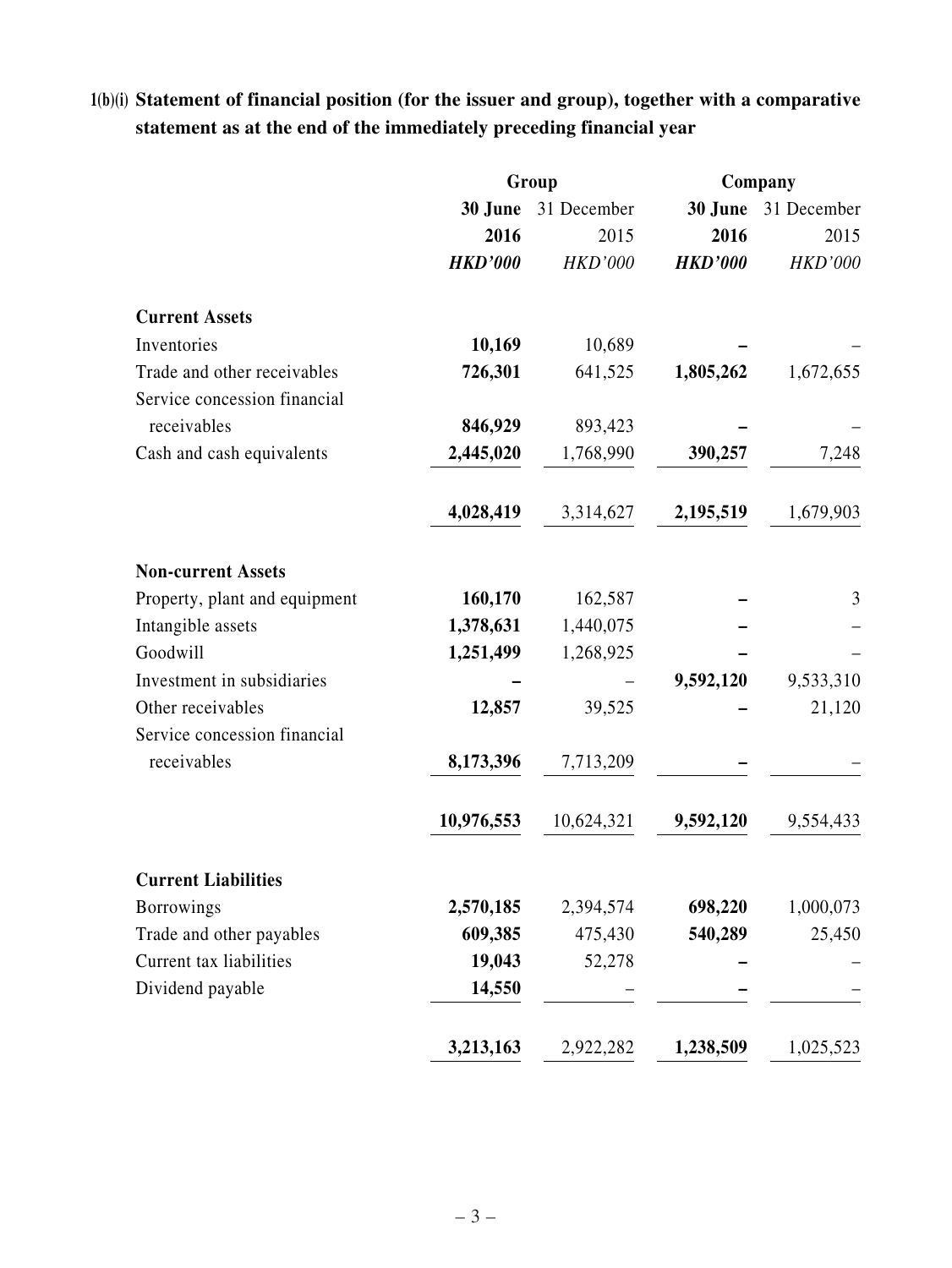**1(b)(i) Statement of financial position (for the issuer and group), together with a comparative statement as at the end of the immediately preceding financial year**

| | Group | | Company | |
|---|---|---|---|---|
| | **30 June 2016** | 31 December 2015 | **30 June 2016** | 31 December 2015 |
| | ***HKD'000*** | *HKD'000* | ***HKD'000*** | *HKD'000* |
| **Current Assets** | | | | |
| Inventories | **10,169** | 10,689 | **–** | – |
| Trade and other receivables | **726,301** | 641,525 | **1,805,262** | 1,672,655 |
| Service concession financial receivables | **846,929** | 893,423 | **–** | – |
| Cash and cash equivalents | **2,445,020** | 1,768,990 | **390,257** | 7,248 |
| | **4,028,419** | 3,314,627 | **2,195,519** | 1,679,903 |
| **Non-current Assets** | | | | |
| Property, plant and equipment | **160,170** | 162,587 | **–** | 3 |
| Intangible assets | **1,378,631** | 1,440,075 | **–** | – |
| Goodwill | **1,251,499** | 1,268,925 | **–** | – |
| Investment in subsidiaries | **–** | – | **9,592,120** | 9,533,310 |
| Other receivables | **12,857** | 39,525 | **–** | 21,120 |
| Service concession financial receivables | **8,173,396** | 7,713,209 | **–** | – |
| | **10,976,553** | 10,624,321 | **9,592,120** | 9,554,433 |
| **Current Liabilities** | | | | |
| Borrowings | **2,570,185** | 2,394,574 | **698,220** | 1,000,073 |
| Trade and other payables | **609,385** | 475,430 | **540,289** | 25,450 |
| Current tax liabilities | **19,043** | 52,278 | **–** | – |
| Dividend payable | **14,550** | – | **–** | – |
| | **3,213,163** | 2,922,282 | **1,238,509** | 1,025,523 |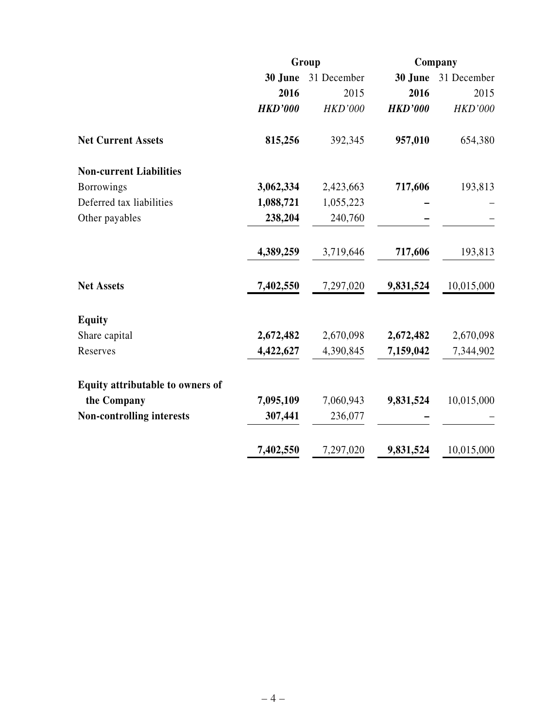| | Group | | Company | |
|---|---|---|---|---|
| | **30 June 2016** | 31 December 2015 | **30 June 2016** | 31 December 2015 |
| | ***HKD'000*** | *HKD'000* | ***HKD'000*** | *HKD'000* |
| **Net Current Assets** | **815,256** | 392,345 | **957,010** | 654,380 |
| **Non-current Liabilities** | | | | |
| Borrowings | **3,062,334** | 2,423,663 | **717,606** | 193,813 |
| Deferred tax liabilities | **1,088,721** | 1,055,223 | **–** | – |
| Other payables | **238,204** | 240,760 | **–** | – |
| | **4,389,259** | 3,719,646 | **717,606** | 193,813 |
| **Net Assets** | **7,402,550** | 7,297,020 | **9,831,524** | 10,015,000 |
| **Equity** | | | | |
| Share capital | **2,672,482** | 2,670,098 | **2,672,482** | 2,670,098 |
| Reserves | **4,422,627** | 4,390,845 | **7,159,042** | 7,344,902 |
| **Equity attributable to owners of the Company** | **7,095,109** | 7,060,943 | **9,831,524** | 10,015,000 |
| **Non-controlling interests** | **307,441** | 236,077 | **–** | – |
| | **7,402,550** | 7,297,020 | **9,831,524** | 10,015,000 |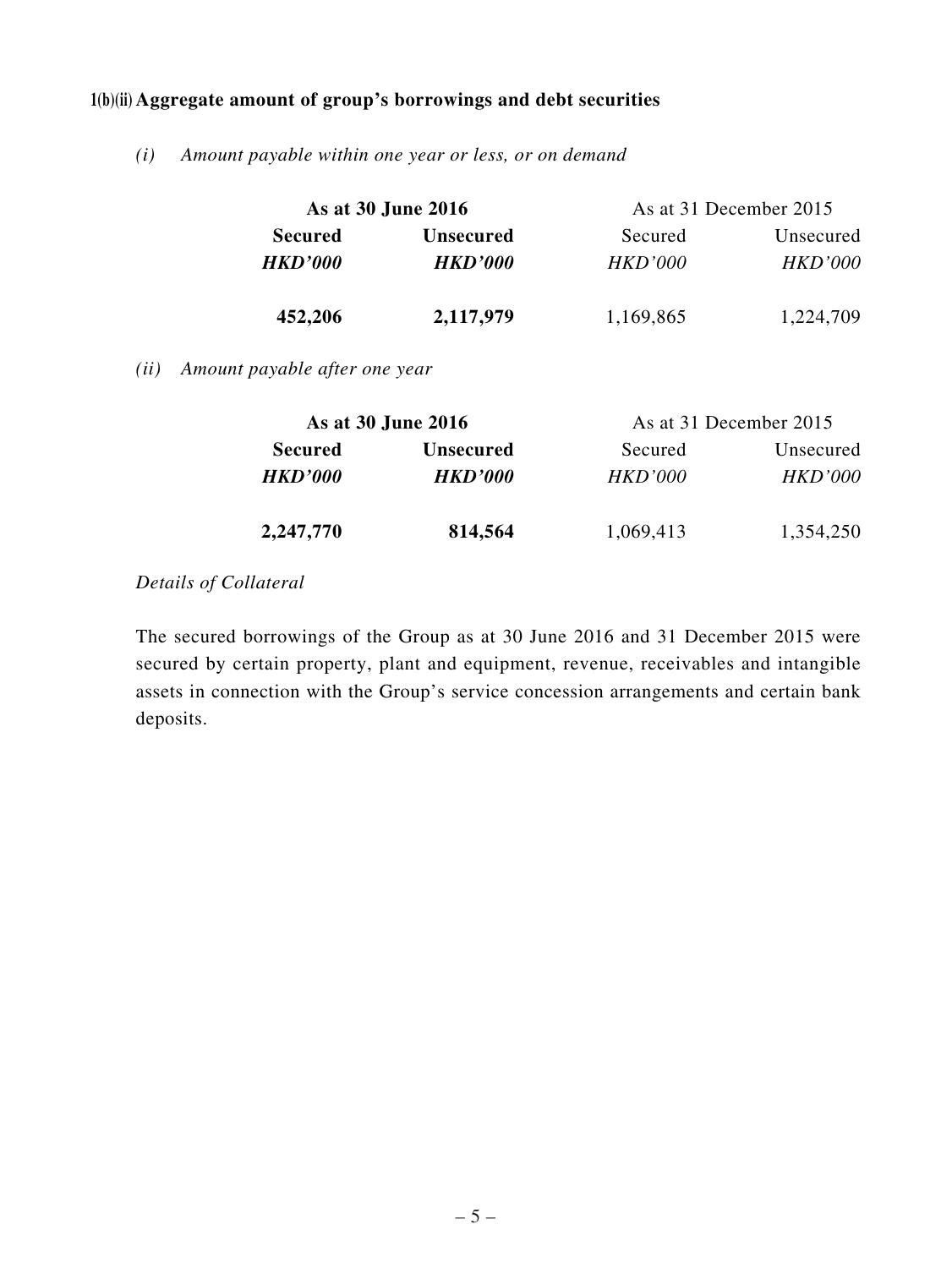### 1(b)(ii) Aggregate amount of group's borrowings and debt securities

*(i) Amount payable within one year or less, or on demand*

| As at 30 June 2016 | | As at 31 December 2015 | |
|---|---|---|---|
| **Secured** | **Unsecured** | Secured | Unsecured |
| ***HKD'000*** | ***HKD'000*** | *HKD'000* | *HKD'000* |
| **452,206** | **2,117,979** | 1,169,865 | 1,224,709 |

*(ii) Amount payable after one year*

| As at 30 June 2016 | | As at 31 December 2015 | |
|---|---|---|---|
| **Secured** | **Unsecured** | Secured | Unsecured |
| ***HKD'000*** | ***HKD'000*** | *HKD'000* | *HKD'000* |
| **2,247,770** | **814,564** | 1,069,413 | 1,354,250 |

*Details of Collateral*

The secured borrowings of the Group as at 30 June 2016 and 31 December 2015 were secured by certain property, plant and equipment, revenue, receivables and intangible assets in connection with the Group's service concession arrangements and certain bank deposits.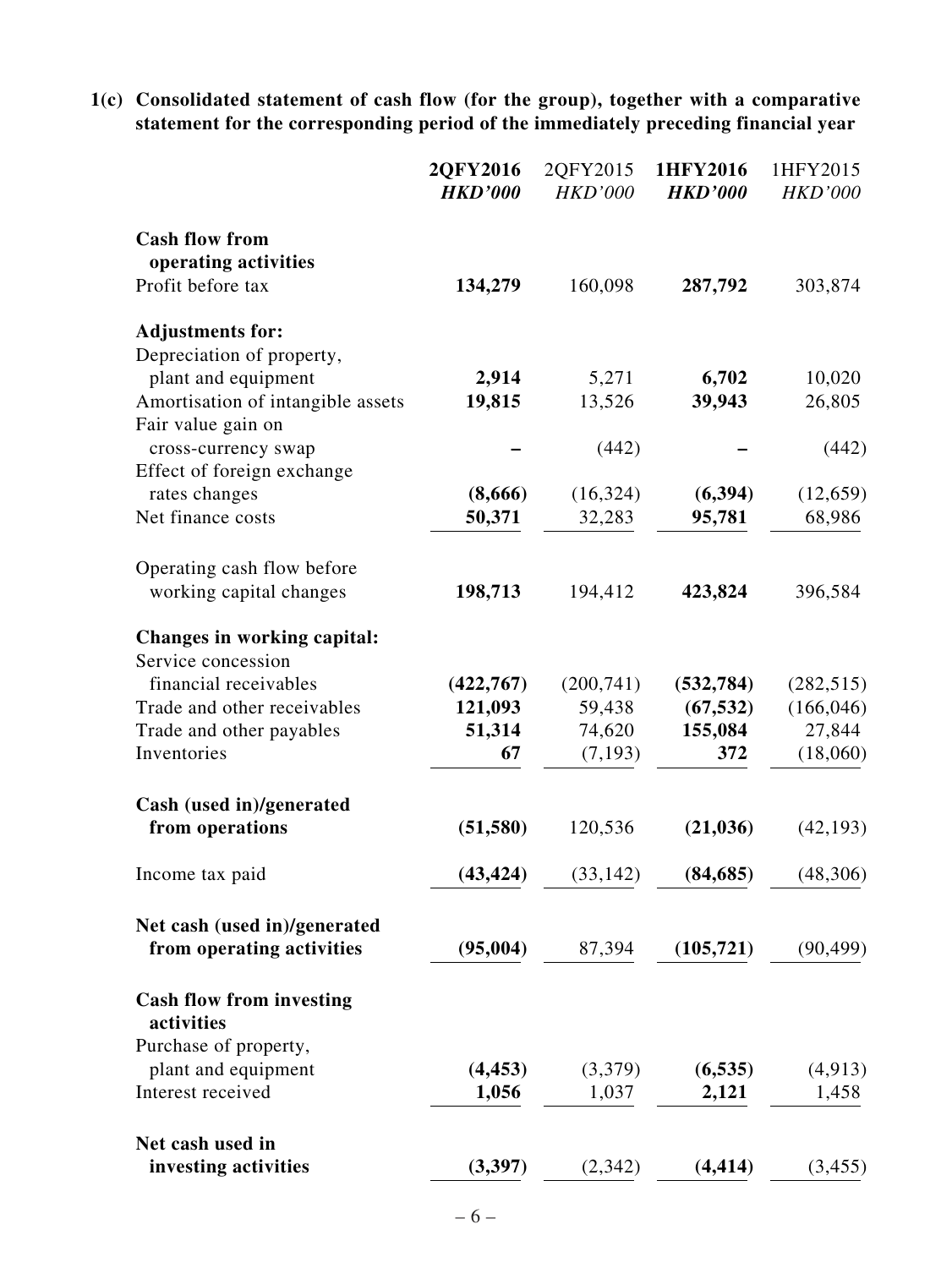**1(c) Consolidated statement of cash flow (for the group), together with a comparative statement for the corresponding period of the immediately preceding financial year**

| | **2QFY2016** | 2QFY2015 | **1HFY2016** | 1HFY2015 |
|---|---|---|---|---|
| | ***HKD'000*** | *HKD'000* | ***HKD'000*** | *HKD'000* |
| **Cash flow from operating activities** | | | | |
| Profit before tax | **134,279** | 160,098 | **287,792** | 303,874 |
| **Adjustments for:** | | | | |
| Depreciation of property, plant and equipment | **2,914** | 5,271 | **6,702** | 10,020 |
| Amortisation of intangible assets | **19,815** | 13,526 | **39,943** | 26,805 |
| Fair value gain on cross-currency swap | **–** | (442) | **–** | (442) |
| Effect of foreign exchange rates changes | **(8,666)** | (16,324) | **(6,394)** | (12,659) |
| Net finance costs | **50,371** | 32,283 | **95,781** | 68,986 |
| Operating cash flow before working capital changes | **198,713** | 194,412 | **423,824** | 396,584 |
| **Changes in working capital:** | | | | |
| Service concession financial receivables | **(422,767)** | (200,741) | **(532,784)** | (282,515) |
| Trade and other receivables | **121,093** | 59,438 | **(67,532)** | (166,046) |
| Trade and other payables | **51,314** | 74,620 | **155,084** | 27,844 |
| Inventories | **67** | (7,193) | **372** | (18,060) |
| **Cash (used in)/generated from operations** | **(51,580)** | 120,536 | **(21,036)** | (42,193) |
| Income tax paid | **(43,424)** | (33,142) | **(84,685)** | (48,306) |
| **Net cash (used in)/generated from operating activities** | **(95,004)** | 87,394 | **(105,721)** | (90,499) |
| **Cash flow from investing activities** | | | | |
| Purchase of property, plant and equipment | **(4,453)** | (3,379) | **(6,535)** | (4,913) |
| Interest received | **1,056** | 1,037 | **2,121** | 1,458 |
| **Net cash used in investing activities** | **(3,397)** | (2,342) | **(4,414)** | (3,455) |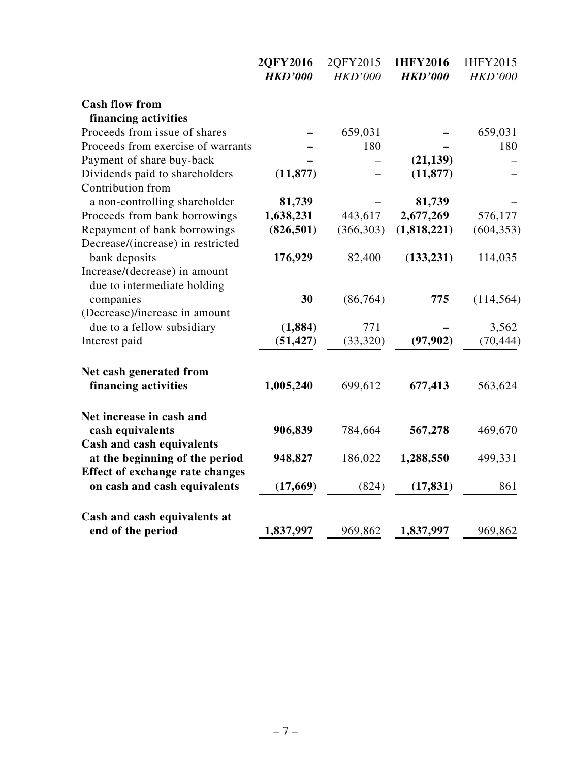| | **2QFY2016** | 2QFY2015 | **1HFY2016** | 1HFY2015 |
|---|---|---|---|---|
| | ***HKD'000*** | *HKD'000* | ***HKD'000*** | *HKD'000* |
| **Cash flow from financing activities** | | | | |
| Proceeds from issue of shares | **–** | 659,031 | **–** | 659,031 |
| Proceeds from exercise of warrants | **–** | 180 | **–** | 180 |
| Payment of share buy-back | **–** | – | **(21,139)** | – |
| Dividends paid to shareholders | **(11,877)** | – | **(11,877)** | – |
| Contribution from a non-controlling shareholder | **81,739** | – | **81,739** | – |
| Proceeds from bank borrowings | **1,638,231** | 443,617 | **2,677,269** | 576,177 |
| Repayment of bank borrowings | **(826,501)** | (366,303) | **(1,818,221)** | (604,353) |
| Decrease/(increase) in restricted bank deposits | **176,929** | 82,400 | **(133,231)** | 114,035 |
| Increase/(decrease) in amount due to intermediate holding companies | **30** | (86,764) | **775** | (114,564) |
| (Decrease)/increase in amount due to a fellow subsidiary | **(1,884)** | 771 | **–** | 3,562 |
| Interest paid | **(51,427)** | (33,320) | **(97,902)** | (70,444) |
| **Net cash generated from financing activities** | **1,005,240** | 699,612 | **677,413** | 563,624 |
| **Net increase in cash and cash equivalents** | **906,839** | 784,664 | **567,278** | 469,670 |
| **Cash and cash equivalents at the beginning of the period** | **948,827** | 186,022 | **1,288,550** | 499,331 |
| **Effect of exchange rate changes on cash and cash equivalents** | **(17,669)** | (824) | **(17,831)** | 861 |
| **Cash and cash equivalents at end of the period** | **1,837,997** | 969,862 | **1,837,997** | 969,862 |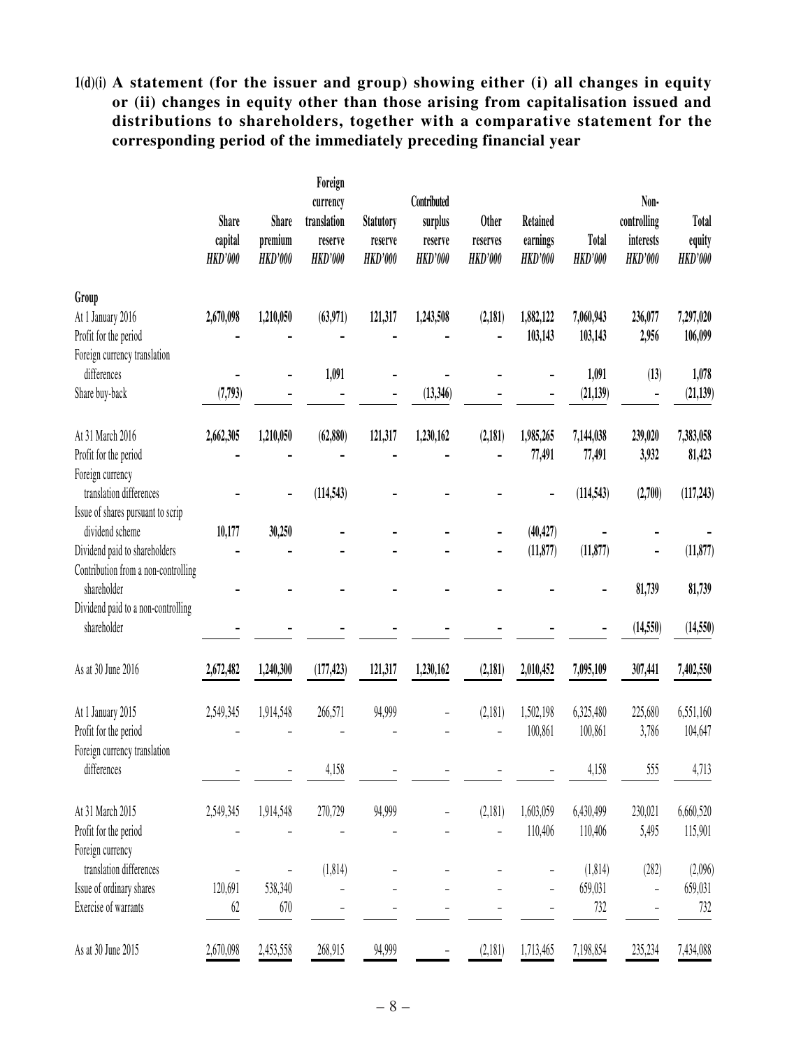**1(d)(i) A statement (for the issuer and group) showing either (i) all changes in equity or (ii) changes in equity other than those arising from capitalisation issued and distributions to shareholders, together with a comparative statement for the corresponding period of the immediately preceding financial year**

| | Share capital *HKD'000* | Share premium *HKD'000* | Foreign currency translation reserve *HKD'000* | Statutory reserve *HKD'000* | Contributed surplus reserve *HKD'000* | Other reserves *HKD'000* | Retained earnings *HKD'000* | Total *HKD'000* | Non-controlling interests *HKD'000* | Total equity *HKD'000* |
|---|---|---|---|---|---|---|---|---|---|---|
| **Group** | | | | | | | | | | |
| **At 1 January 2016** | **2,670,098** | **1,210,050** | **(63,971)** | **121,317** | **1,243,508** | **(2,181)** | **1,882,122** | **7,060,943** | **236,077** | **7,297,020** |
| **Profit for the period** | **–** | **–** | **–** | **–** | **–** | **–** | **103,143** | **103,143** | **2,956** | **106,099** |
| **Foreign currency translation differences** | **–** | **–** | **1,091** | **–** | **–** | **–** | **–** | **1,091** | **(13)** | **1,078** |
| **Share buy-back** | **(7,793)** | **–** | **–** | **–** | **(13,346)** | **–** | **–** | **(21,139)** | **–** | **(21,139)** |
| **At 31 March 2016** | **2,662,305** | **1,210,050** | **(62,880)** | **121,317** | **1,230,162** | **(2,181)** | **1,985,265** | **7,144,038** | **239,020** | **7,383,058** |
| **Profit for the period** | **–** | **–** | **–** | **–** | **–** | **–** | **77,491** | **77,491** | **3,932** | **81,423** |
| **Foreign currency translation differences** | **–** | **–** | **(114,543)** | **–** | **–** | **–** | **–** | **(114,543)** | **(2,700)** | **(117,243)** |
| **Issue of shares pursuant to scrip dividend scheme** | **10,177** | **30,250** | **–** | **–** | **–** | **–** | **(40,427)** | **–** | **–** | **–** |
| **Dividend paid to shareholders** | **–** | **–** | **–** | **–** | **–** | **–** | **(11,877)** | **(11,877)** | **–** | **(11,877)** |
| **Contribution from a non-controlling shareholder** | **–** | **–** | **–** | **–** | **–** | **–** | **–** | **–** | **81,739** | **81,739** |
| **Dividend paid to a non-controlling shareholder** | **–** | **–** | **–** | **–** | **–** | **–** | **–** | **–** | **(14,550)** | **(14,550)** |
| **As at 30 June 2016** | **2,672,482** | **1,240,300** | **(177,423)** | **121,317** | **1,230,162** | **(2,181)** | **2,010,452** | **7,095,109** | **307,441** | **7,402,550** |
| At 1 January 2015 | 2,549,345 | 1,914,548 | 266,571 | 94,999 | – | (2,181) | 1,502,198 | 6,325,480 | 225,680 | 6,551,160 |
| Profit for the period | – | – | – | – | – | – | 100,861 | 100,861 | 3,786 | 104,647 |
| Foreign currency translation differences | – | – | 4,158 | – | – | – | – | 4,158 | 555 | 4,713 |
| At 31 March 2015 | 2,549,345 | 1,914,548 | 270,729 | 94,999 | – | (2,181) | 1,603,059 | 6,430,499 | 230,021 | 6,660,520 |
| Profit for the period | – | – | – | – | – | – | 110,406 | 110,406 | 5,495 | 115,901 |
| Foreign currency translation differences | – | – | (1,814) | – | – | – | – | (1,814) | (282) | (2,096) |
| Issue of ordinary shares | 120,691 | 538,340 | – | – | – | – | – | 659,031 | – | 659,031 |
| Exercise of warrants | 62 | 670 | – | – | – | – | – | 732 | – | 732 |
| As at 30 June 2015 | 2,670,098 | 2,453,558 | 268,915 | 94,999 | – | (2,181) | 1,713,465 | 7,198,854 | 235,234 | 7,434,088 |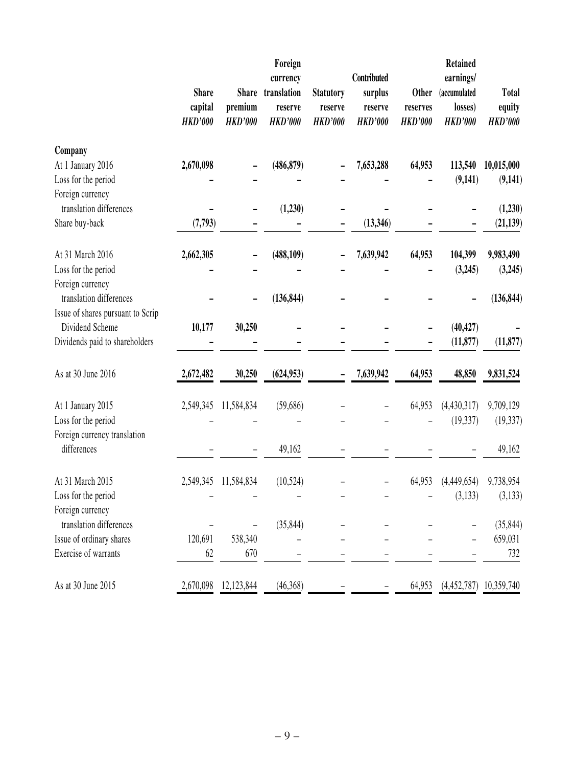| | Share capital HKD'000 | Share premium HKD'000 | Foreign currency translation reserve HKD'000 | Statutory reserve HKD'000 | Contributed surplus reserve HKD'000 | Other reserves HKD'000 | Retained earnings/ (accumulated losses) HKD'000 | Total equity HKD'000 |
|---|---|---|---|---|---|---|---|---|
| **Company** | | | | | | | | |
| At 1 January 2016 | **2,670,098** | **–** | **(486,879)** | **–** | **7,653,288** | **64,953** | **113,540** | **10,015,000** |
| Loss for the period | **–** | **–** | **–** | **–** | **–** | **–** | **(9,141)** | **(9,141)** |
| Foreign currency translation differences | **–** | **–** | **(1,230)** | **–** | **–** | **–** | **–** | **(1,230)** |
| Share buy-back | **(7,793)** | **–** | **–** | **–** | **(13,346)** | **–** | **–** | **(21,139)** |
| At 31 March 2016 | **2,662,305** | **–** | **(488,109)** | **–** | **7,639,942** | **64,953** | **104,399** | **9,983,490** |
| Loss for the period | **–** | **–** | **–** | **–** | **–** | **–** | **(3,245)** | **(3,245)** |
| Foreign currency translation differences | **–** | **–** | **(136,844)** | **–** | **–** | **–** | **–** | **(136,844)** |
| Issue of shares pursuant to Scrip Dividend Scheme | **10,177** | **30,250** | **–** | **–** | **–** | **–** | **(40,427)** | **–** |
| Dividends paid to shareholders | **–** | **–** | **–** | **–** | **–** | **–** | **(11,877)** | **(11,877)** |
| As at 30 June 2016 | **2,672,482** | **30,250** | **(624,953)** | **–** | **7,639,942** | **64,953** | **48,850** | **9,831,524** |
| At 1 January 2015 | 2,549,345 | 11,584,834 | (59,686) | – | – | 64,953 | (4,430,317) | 9,709,129 |
| Loss for the period | – | – | – | – | – | – | (19,337) | (19,337) |
| Foreign currency translation differences | – | – | 49,162 | – | – | – | – | 49,162 |
| At 31 March 2015 | 2,549,345 | 11,584,834 | (10,524) | – | – | 64,953 | (4,449,654) | 9,738,954 |
| Loss for the period | – | – | – | – | – | – | (3,133) | (3,133) |
| Foreign currency translation differences | – | – | (35,844) | – | – | – | – | (35,844) |
| Issue of ordinary shares | 120,691 | 538,340 | – | – | – | – | – | 659,031 |
| Exercise of warrants | 62 | 670 | – | – | – | – | – | 732 |
| As at 30 June 2015 | 2,670,098 | 12,123,844 | (46,368) | – | – | 64,953 | (4,452,787) | 10,359,740 |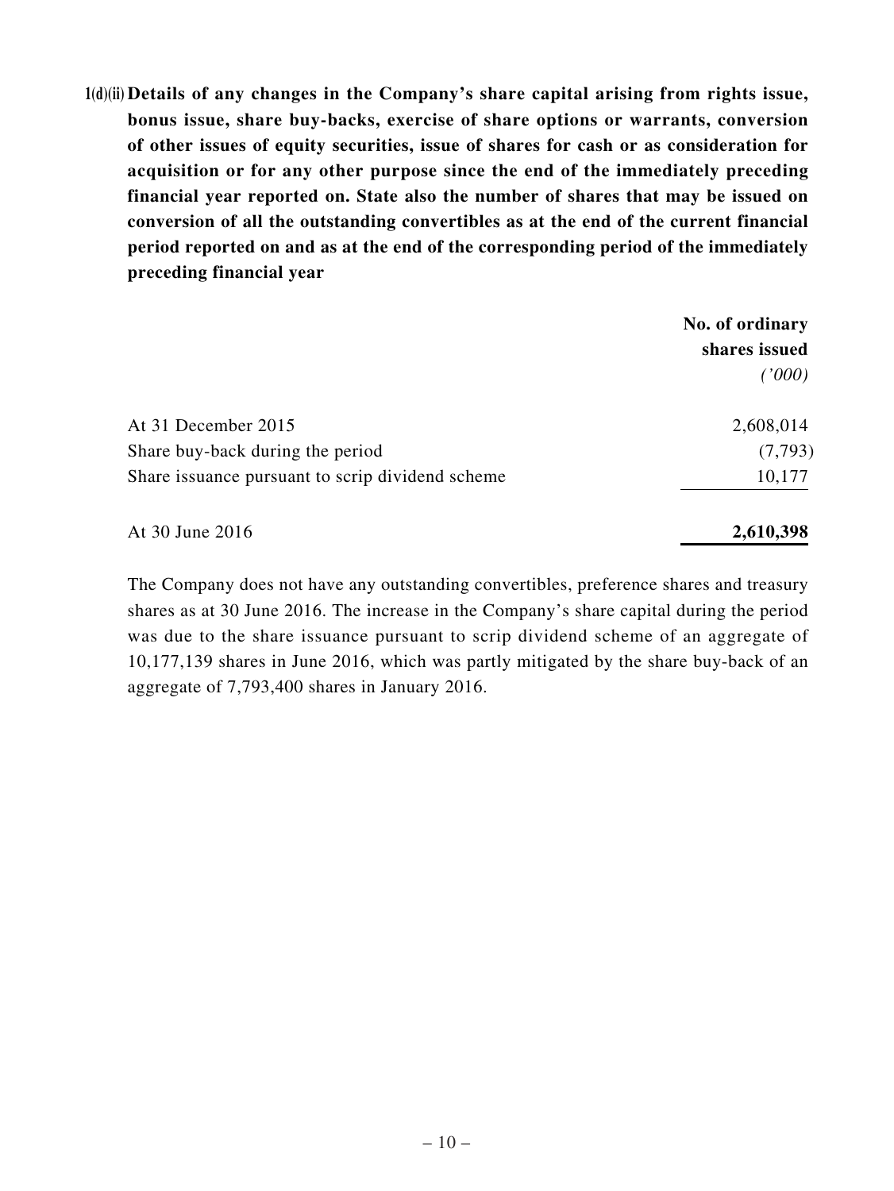**1(d)(ii) Details of any changes in the Company's share capital arising from rights issue, bonus issue, share buy-backs, exercise of share options or warrants, conversion of other issues of equity securities, issue of shares for cash or as consideration for acquisition or for any other purpose since the end of the immediately preceding financial year reported on. State also the number of shares that may be issued on conversion of all the outstanding convertibles as at the end of the current financial period reported on and as at the end of the corresponding period of the immediately preceding financial year**

| | **No. of ordinary shares issued** *('000)* |
|---|---:|
| At 31 December 2015 | 2,608,014 |
| Share buy-back during the period | (7,793) |
| Share issuance pursuant to scrip dividend scheme | 10,177 |
| At 30 June 2016 | **2,610,398** |

The Company does not have any outstanding convertibles, preference shares and treasury shares as at 30 June 2016. The increase in the Company's share capital during the period was due to the share issuance pursuant to scrip dividend scheme of an aggregate of 10,177,139 shares in June 2016, which was partly mitigated by the share buy-back of an aggregate of 7,793,400 shares in January 2016.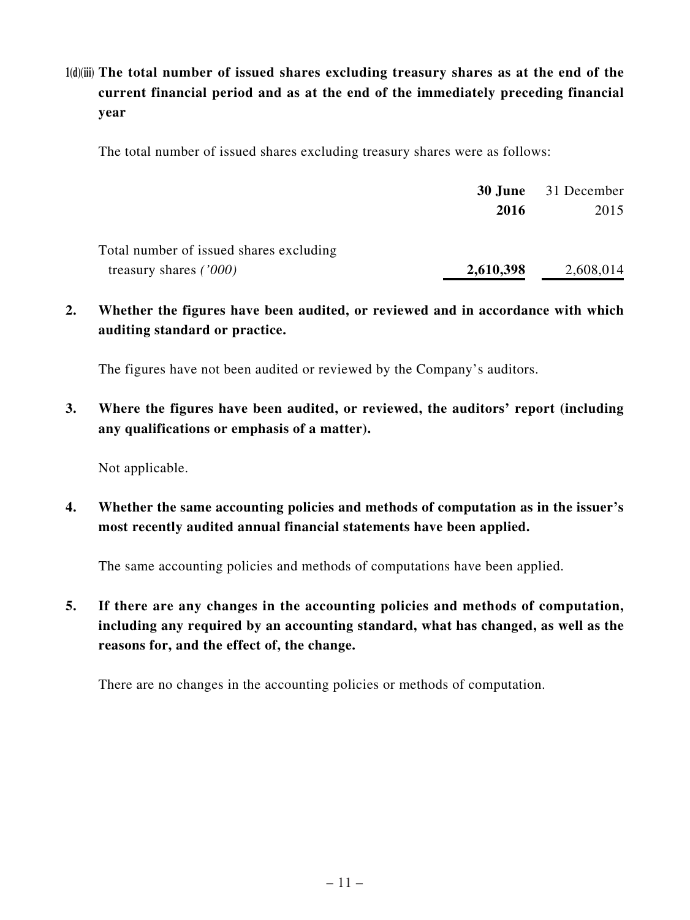**1(d)(iii) The total number of issued shares excluding treasury shares as at the end of the current financial period and as at the end of the immediately preceding financial year**

The total number of issued shares excluding treasury shares were as follows:

| | **30 June 2016** | 31 December 2015 |
|---|---|---|
| Total number of issued shares excluding treasury shares *('000)* | **2,610,398** | 2,608,014 |

**2. Whether the figures have been audited, or reviewed and in accordance with which auditing standard or practice.**

The figures have not been audited or reviewed by the Company's auditors.

**3. Where the figures have been audited, or reviewed, the auditors' report (including any qualifications or emphasis of a matter).**

Not applicable.

**4. Whether the same accounting policies and methods of computation as in the issuer's most recently audited annual financial statements have been applied.**

The same accounting policies and methods of computations have been applied.

**5. If there are any changes in the accounting policies and methods of computation, including any required by an accounting standard, what has changed, as well as the reasons for, and the effect of, the change.**

There are no changes in the accounting policies or methods of computation.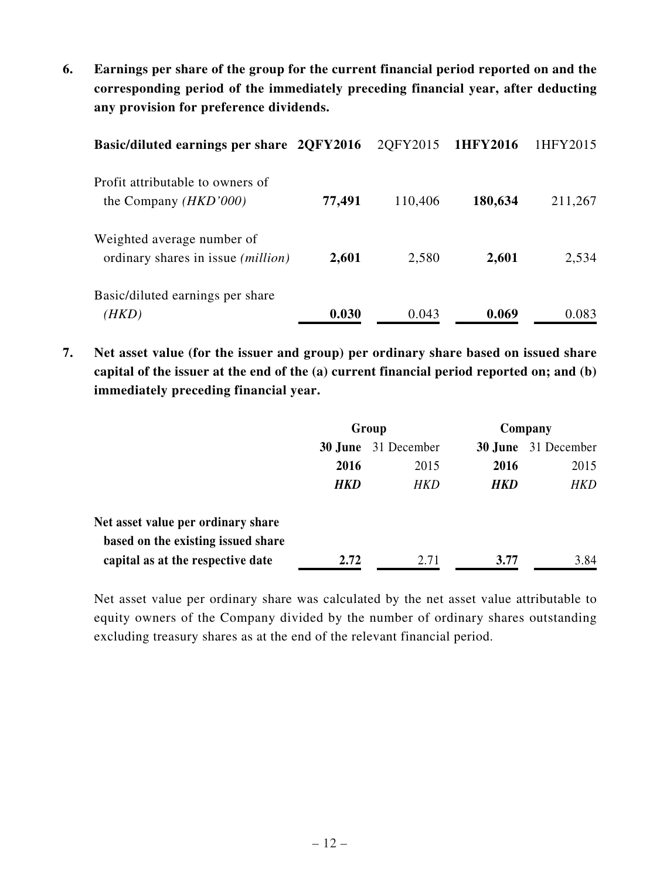**6. Earnings per share of the group for the current financial period reported on and the corresponding period of the immediately preceding financial year, after deducting any provision for preference dividends.**

| **Basic/diluted earnings per share** | **2QFY2016** | 2QFY2015 | **1HFY2016** | 1HFY2015 |
|---|---|---|---|---|
| Profit attributable to owners of the Company *(HKD'000)* | **77,491** | 110,406 | **180,634** | 211,267 |
| Weighted average number of ordinary shares in issue *(million)* | **2,601** | 2,580 | **2,601** | 2,534 |
| Basic/diluted earnings per share *(HKD)* | **0.030** | 0.043 | **0.069** | 0.083 |

**7. Net asset value (for the issuer and group) per ordinary share based on issued share capital of the issuer at the end of the (a) current financial period reported on; and (b) immediately preceding financial year.**

| | **Group** | | **Company** | |
|---|---|---|---|---|
| | **30 June 2016** | 31 December 2015 | **30 June 2016** | 31 December 2015 |
| | ***HKD*** | *HKD* | ***HKD*** | *HKD* |
| **Net asset value per ordinary share based on the existing issued share capital as at the respective date** | **2.72** | 2.71 | **3.77** | 3.84 |

Net asset value per ordinary share was calculated by the net asset value attributable to equity owners of the Company divided by the number of ordinary shares outstanding excluding treasury shares as at the end of the relevant financial period.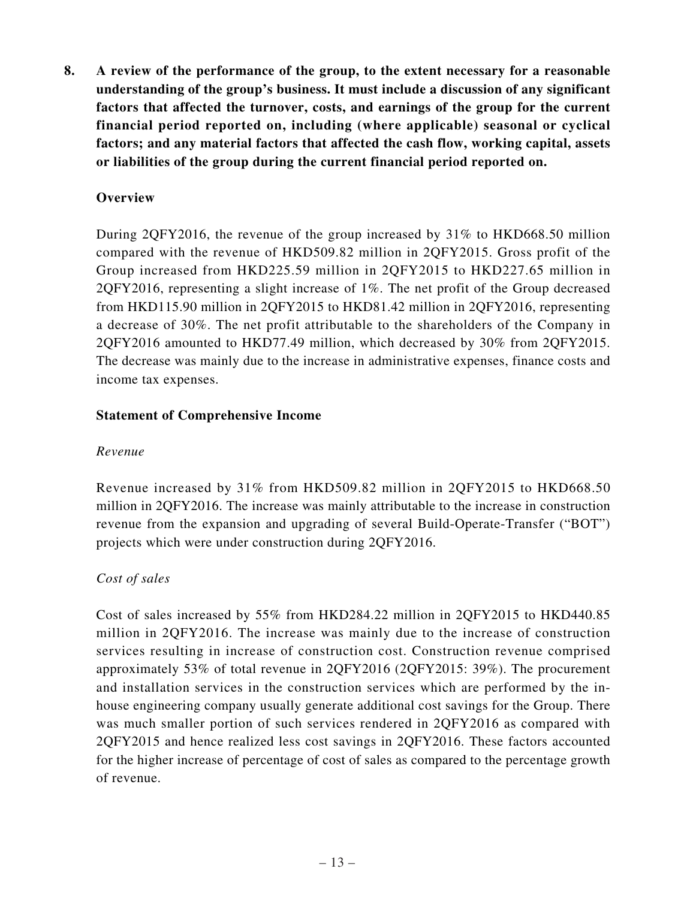**8. A review of the performance of the group, to the extent necessary for a reasonable understanding of the group's business. It must include a discussion of any significant factors that affected the turnover, costs, and earnings of the group for the current financial period reported on, including (where applicable) seasonal or cyclical factors; and any material factors that affected the cash flow, working capital, assets or liabilities of the group during the current financial period reported on.**

**Overview**

During 2QFY2016, the revenue of the group increased by 31% to HKD668.50 million compared with the revenue of HKD509.82 million in 2QFY2015. Gross profit of the Group increased from HKD225.59 million in 2QFY2015 to HKD227.65 million in 2QFY2016, representing a slight increase of 1%. The net profit of the Group decreased from HKD115.90 million in 2QFY2015 to HKD81.42 million in 2QFY2016, representing a decrease of 30%. The net profit attributable to the shareholders of the Company in 2QFY2016 amounted to HKD77.49 million, which decreased by 30% from 2QFY2015. The decrease was mainly due to the increase in administrative expenses, finance costs and income tax expenses.

**Statement of Comprehensive Income**

*Revenue*

Revenue increased by 31% from HKD509.82 million in 2QFY2015 to HKD668.50 million in 2QFY2016. The increase was mainly attributable to the increase in construction revenue from the expansion and upgrading of several Build-Operate-Transfer ("BOT") projects which were under construction during 2QFY2016.

*Cost of sales*

Cost of sales increased by 55% from HKD284.22 million in 2QFY2015 to HKD440.85 million in 2QFY2016. The increase was mainly due to the increase of construction services resulting in increase of construction cost. Construction revenue comprised approximately 53% of total revenue in 2QFY2016 (2QFY2015: 39%). The procurement and installation services in the construction services which are performed by the in-house engineering company usually generate additional cost savings for the Group. There was much smaller portion of such services rendered in 2QFY2016 as compared with 2QFY2015 and hence realized less cost savings in 2QFY2016. These factors accounted for the higher increase of percentage of cost of sales as compared to the percentage growth of revenue.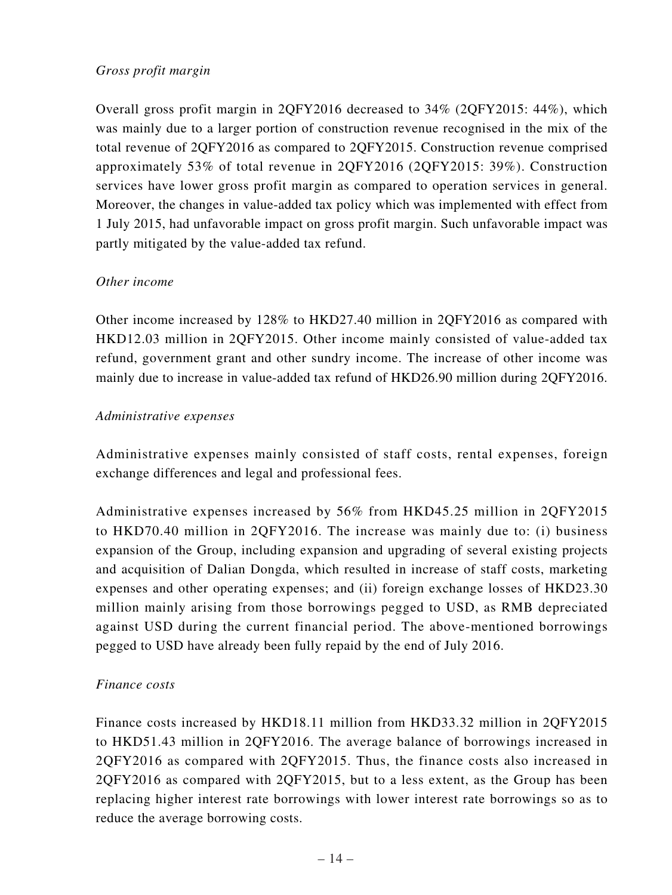*Gross profit margin*

Overall gross profit margin in 2QFY2016 decreased to 34% (2QFY2015: 44%), which was mainly due to a larger portion of construction revenue recognised in the mix of the total revenue of 2QFY2016 as compared to 2QFY2015. Construction revenue comprised approximately 53% of total revenue in 2QFY2016 (2QFY2015: 39%). Construction services have lower gross profit margin as compared to operation services in general. Moreover, the changes in value-added tax policy which was implemented with effect from 1 July 2015, had unfavorable impact on gross profit margin. Such unfavorable impact was partly mitigated by the value-added tax refund.

*Other income*

Other income increased by 128% to HKD27.40 million in 2QFY2016 as compared with HKD12.03 million in 2QFY2015. Other income mainly consisted of value-added tax refund, government grant and other sundry income. The increase of other income was mainly due to increase in value-added tax refund of HKD26.90 million during 2QFY2016.

*Administrative expenses*

Administrative expenses mainly consisted of staff costs, rental expenses, foreign exchange differences and legal and professional fees.

Administrative expenses increased by 56% from HKD45.25 million in 2QFY2015 to HKD70.40 million in 2QFY2016. The increase was mainly due to: (i) business expansion of the Group, including expansion and upgrading of several existing projects and acquisition of Dalian Dongda, which resulted in increase of staff costs, marketing expenses and other operating expenses; and (ii) foreign exchange losses of HKD23.30 million mainly arising from those borrowings pegged to USD, as RMB depreciated against USD during the current financial period. The above-mentioned borrowings pegged to USD have already been fully repaid by the end of July 2016.

*Finance costs*

Finance costs increased by HKD18.11 million from HKD33.32 million in 2QFY2015 to HKD51.43 million in 2QFY2016. The average balance of borrowings increased in 2QFY2016 as compared with 2QFY2015. Thus, the finance costs also increased in 2QFY2016 as compared with 2QFY2015, but to a less extent, as the Group has been replacing higher interest rate borrowings with lower interest rate borrowings so as to reduce the average borrowing costs.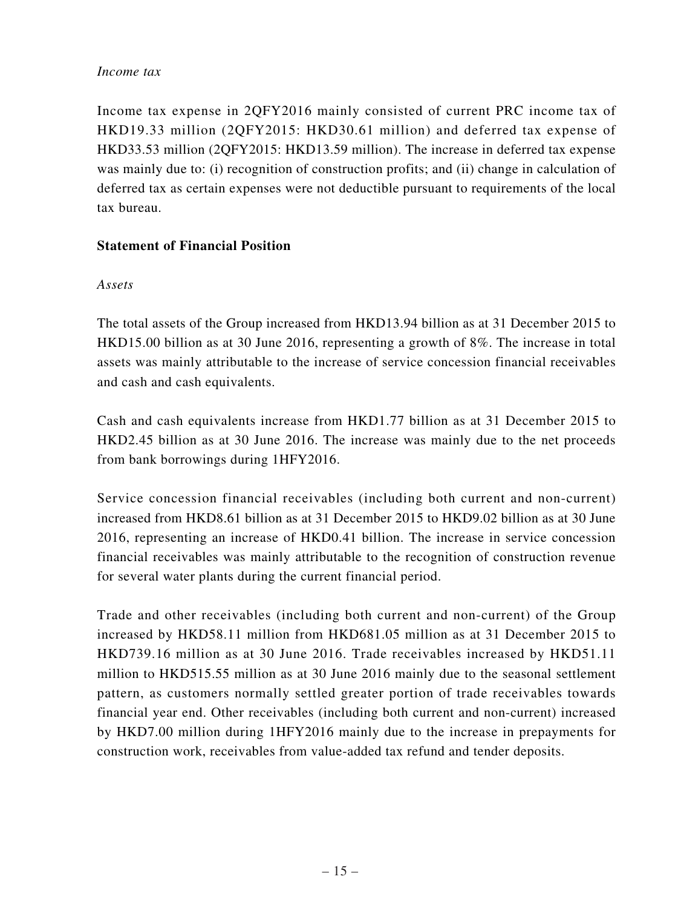*Income tax*

Income tax expense in 2QFY2016 mainly consisted of current PRC income tax of HKD19.33 million (2QFY2015: HKD30.61 million) and deferred tax expense of HKD33.53 million (2QFY2015: HKD13.59 million). The increase in deferred tax expense was mainly due to: (i) recognition of construction profits; and (ii) change in calculation of deferred tax as certain expenses were not deductible pursuant to requirements of the local tax bureau.

**Statement of Financial Position**

*Assets*

The total assets of the Group increased from HKD13.94 billion as at 31 December 2015 to HKD15.00 billion as at 30 June 2016, representing a growth of 8%. The increase in total assets was mainly attributable to the increase of service concession financial receivables and cash and cash equivalents.

Cash and cash equivalents increase from HKD1.77 billion as at 31 December 2015 to HKD2.45 billion as at 30 June 2016. The increase was mainly due to the net proceeds from bank borrowings during 1HFY2016.

Service concession financial receivables (including both current and non-current) increased from HKD8.61 billion as at 31 December 2015 to HKD9.02 billion as at 30 June 2016, representing an increase of HKD0.41 billion. The increase in service concession financial receivables was mainly attributable to the recognition of construction revenue for several water plants during the current financial period.

Trade and other receivables (including both current and non-current) of the Group increased by HKD58.11 million from HKD681.05 million as at 31 December 2015 to HKD739.16 million as at 30 June 2016. Trade receivables increased by HKD51.11 million to HKD515.55 million as at 30 June 2016 mainly due to the seasonal settlement pattern, as customers normally settled greater portion of trade receivables towards financial year end. Other receivables (including both current and non-current) increased by HKD7.00 million during 1HFY2016 mainly due to the increase in prepayments for construction work, receivables from value-added tax refund and tender deposits.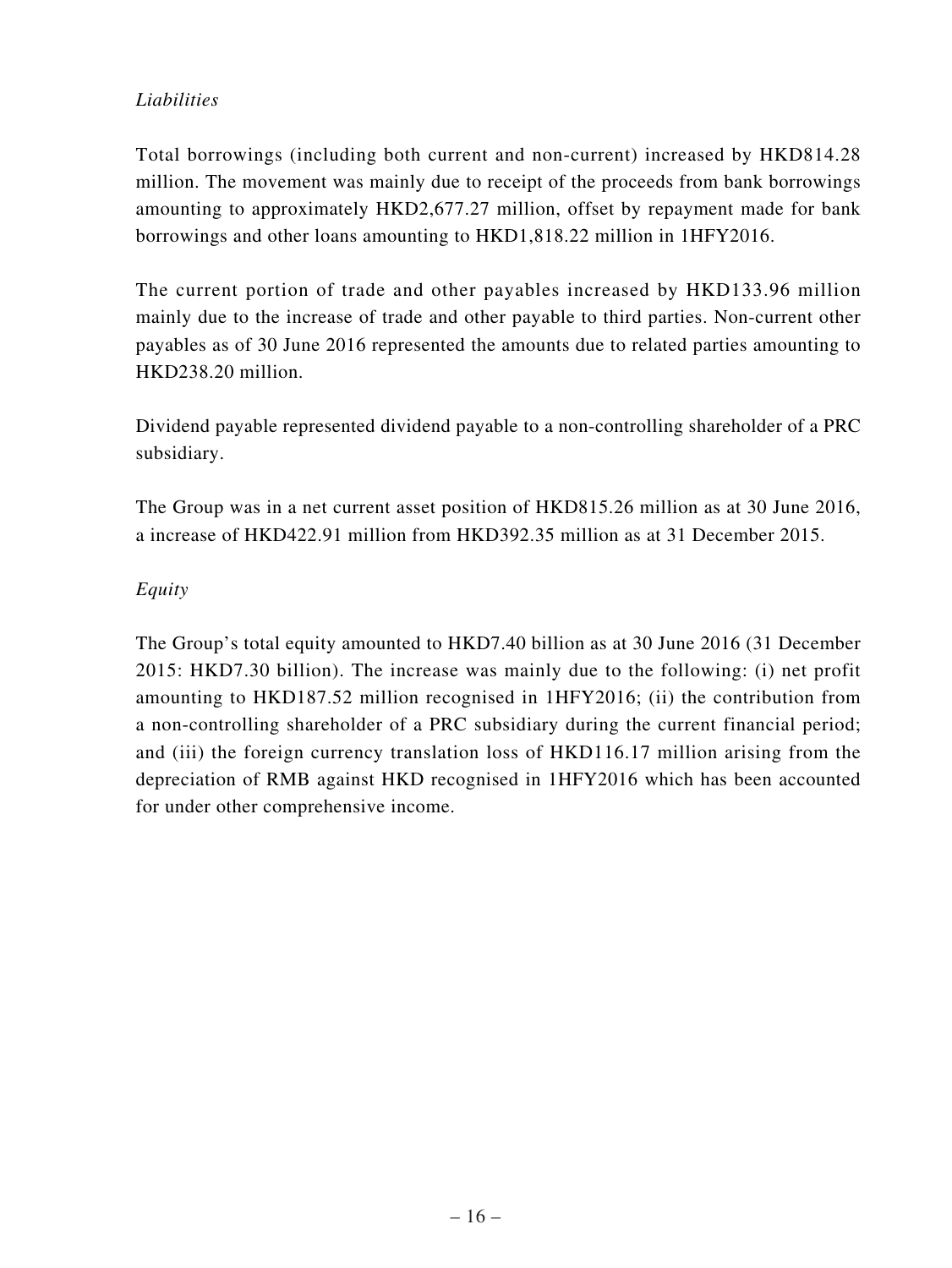*Liabilities*

Total borrowings (including both current and non-current) increased by HKD814.28 million. The movement was mainly due to receipt of the proceeds from bank borrowings amounting to approximately HKD2,677.27 million, offset by repayment made for bank borrowings and other loans amounting to HKD1,818.22 million in 1HFY2016.

The current portion of trade and other payables increased by HKD133.96 million mainly due to the increase of trade and other payable to third parties. Non-current other payables as of 30 June 2016 represented the amounts due to related parties amounting to HKD238.20 million.

Dividend payable represented dividend payable to a non-controlling shareholder of a PRC subsidiary.

The Group was in a net current asset position of HKD815.26 million as at 30 June 2016, a increase of HKD422.91 million from HKD392.35 million as at 31 December 2015.

*Equity*

The Group's total equity amounted to HKD7.40 billion as at 30 June 2016 (31 December 2015: HKD7.30 billion). The increase was mainly due to the following: (i) net profit amounting to HKD187.52 million recognised in 1HFY2016; (ii) the contribution from a non-controlling shareholder of a PRC subsidiary during the current financial period; and (iii) the foreign currency translation loss of HKD116.17 million arising from the depreciation of RMB against HKD recognised in 1HFY2016 which has been accounted for under other comprehensive income.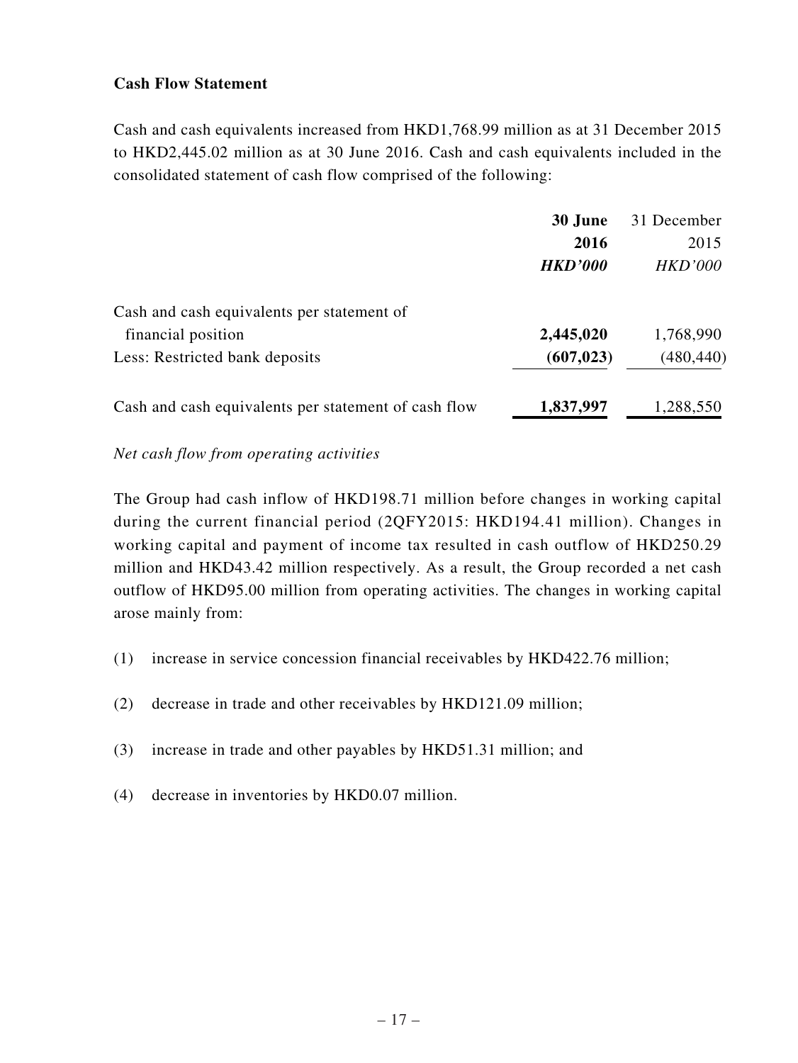**Cash Flow Statement**

Cash and cash equivalents increased from HKD1,768.99 million as at 31 December 2015 to HKD2,445.02 million as at 30 June 2016. Cash and cash equivalents included in the consolidated statement of cash flow comprised of the following:

| | **30 June 2016** | 31 December 2015 |
|---|---|---|
| | ***HKD'000*** | *HKD'000* |
| Cash and cash equivalents per statement of financial position | **2,445,020** | 1,768,990 |
| Less: Restricted bank deposits | **(607,023)** | (480,440) |
| Cash and cash equivalents per statement of cash flow | **1,837,997** | 1,288,550 |

*Net cash flow from operating activities*

The Group had cash inflow of HKD198.71 million before changes in working capital during the current financial period (2QFY2015: HKD194.41 million). Changes in working capital and payment of income tax resulted in cash outflow of HKD250.29 million and HKD43.42 million respectively. As a result, the Group recorded a net cash outflow of HKD95.00 million from operating activities. The changes in working capital arose mainly from:

(1) increase in service concession financial receivables by HKD422.76 million;

(2) decrease in trade and other receivables by HKD121.09 million;

(3) increase in trade and other payables by HKD51.31 million; and

(4) decrease in inventories by HKD0.07 million.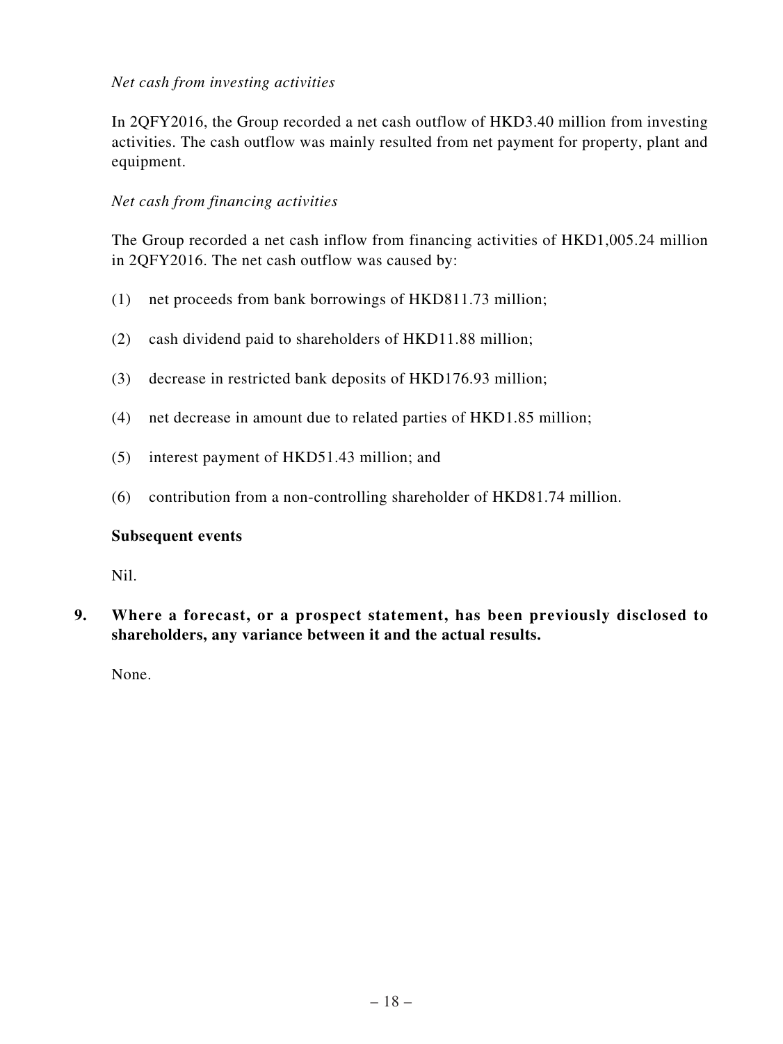*Net cash from investing activities*

In 2QFY2016, the Group recorded a net cash outflow of HKD3.40 million from investing activities. The cash outflow was mainly resulted from net payment for property, plant and equipment.

*Net cash from financing activities*

The Group recorded a net cash inflow from financing activities of HKD1,005.24 million in 2QFY2016. The net cash outflow was caused by:

(1) net proceeds from bank borrowings of HKD811.73 million;

(2) cash dividend paid to shareholders of HKD11.88 million;

(3) decrease in restricted bank deposits of HKD176.93 million;

(4) net decrease in amount due to related parties of HKD1.85 million;

(5) interest payment of HKD51.43 million; and

(6) contribution from a non-controlling shareholder of HKD81.74 million.

**Subsequent events**

Nil.

**9. Where a forecast, or a prospect statement, has been previously disclosed to shareholders, any variance between it and the actual results.**

None.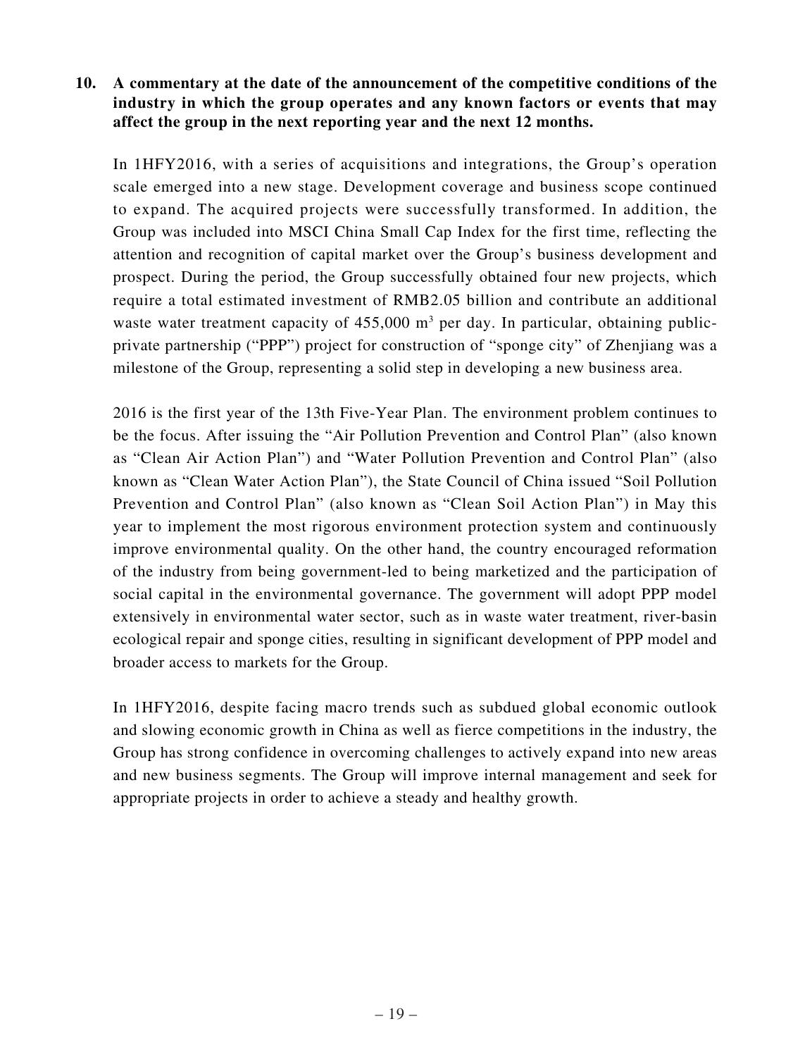**10. A commentary at the date of the announcement of the competitive conditions of the industry in which the group operates and any known factors or events that may affect the group in the next reporting year and the next 12 months.**

In 1HFY2016, with a series of acquisitions and integrations, the Group's operation scale emerged into a new stage. Development coverage and business scope continued to expand. The acquired projects were successfully transformed. In addition, the Group was included into MSCI China Small Cap Index for the first time, reflecting the attention and recognition of capital market over the Group's business development and prospect. During the period, the Group successfully obtained four new projects, which require a total estimated investment of RMB2.05 billion and contribute an additional waste water treatment capacity of 455,000 $m^3$ per day. In particular, obtaining public-private partnership ("PPP") project for construction of "sponge city" of Zhenjiang was a milestone of the Group, representing a solid step in developing a new business area.

2016 is the first year of the 13th Five-Year Plan. The environment problem continues to be the focus. After issuing the "Air Pollution Prevention and Control Plan" (also known as "Clean Air Action Plan") and "Water Pollution Prevention and Control Plan" (also known as "Clean Water Action Plan"), the State Council of China issued "Soil Pollution Prevention and Control Plan" (also known as "Clean Soil Action Plan") in May this year to implement the most rigorous environment protection system and continuously improve environmental quality. On the other hand, the country encouraged reformation of the industry from being government-led to being marketized and the participation of social capital in the environmental governance. The government will adopt PPP model extensively in environmental water sector, such as in waste water treatment, river-basin ecological repair and sponge cities, resulting in significant development of PPP model and broader access to markets for the Group.

In 1HFY2016, despite facing macro trends such as subdued global economic outlook and slowing economic growth in China as well as fierce competitions in the industry, the Group has strong confidence in overcoming challenges to actively expand into new areas and new business segments. The Group will improve internal management and seek for appropriate projects in order to achieve a steady and healthy growth.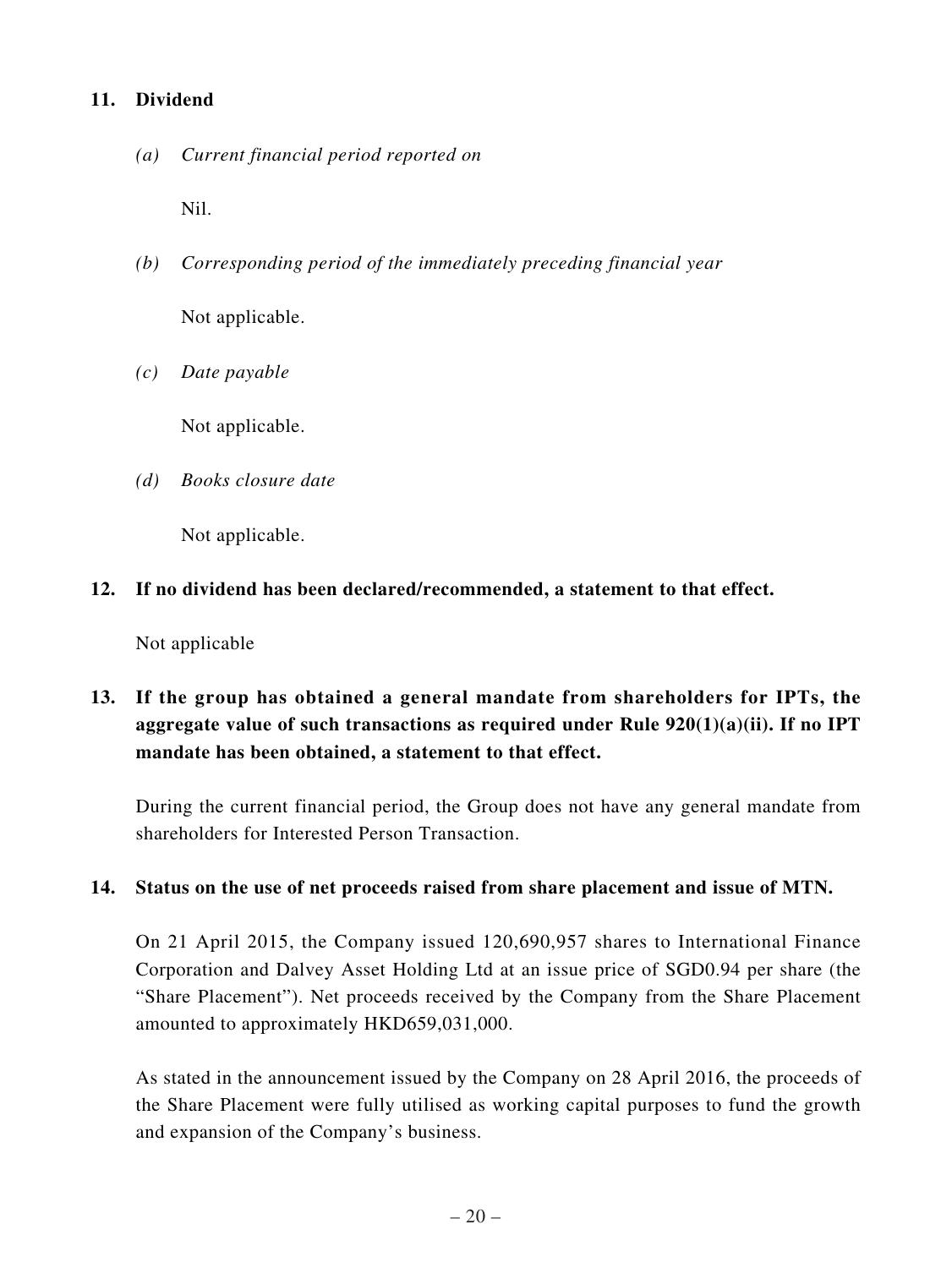**11. Dividend**

*(a) Current financial period reported on*

Nil.

*(b) Corresponding period of the immediately preceding financial year*

Not applicable.

*(c) Date payable*

Not applicable.

*(d) Books closure date*

Not applicable.

**12. If no dividend has been declared/recommended, a statement to that effect.**

Not applicable

**13. If the group has obtained a general mandate from shareholders for IPTs, the aggregate value of such transactions as required under Rule 920(1)(a)(ii). If no IPT mandate has been obtained, a statement to that effect.**

During the current financial period, the Group does not have any general mandate from shareholders for Interested Person Transaction.

**14. Status on the use of net proceeds raised from share placement and issue of MTN.**

On 21 April 2015, the Company issued 120,690,957 shares to International Finance Corporation and Dalvey Asset Holding Ltd at an issue price of SGD0.94 per share (the "Share Placement"). Net proceeds received by the Company from the Share Placement amounted to approximately HKD659,031,000.

As stated in the announcement issued by the Company on 28 April 2016, the proceeds of the Share Placement were fully utilised as working capital purposes to fund the growth and expansion of the Company's business.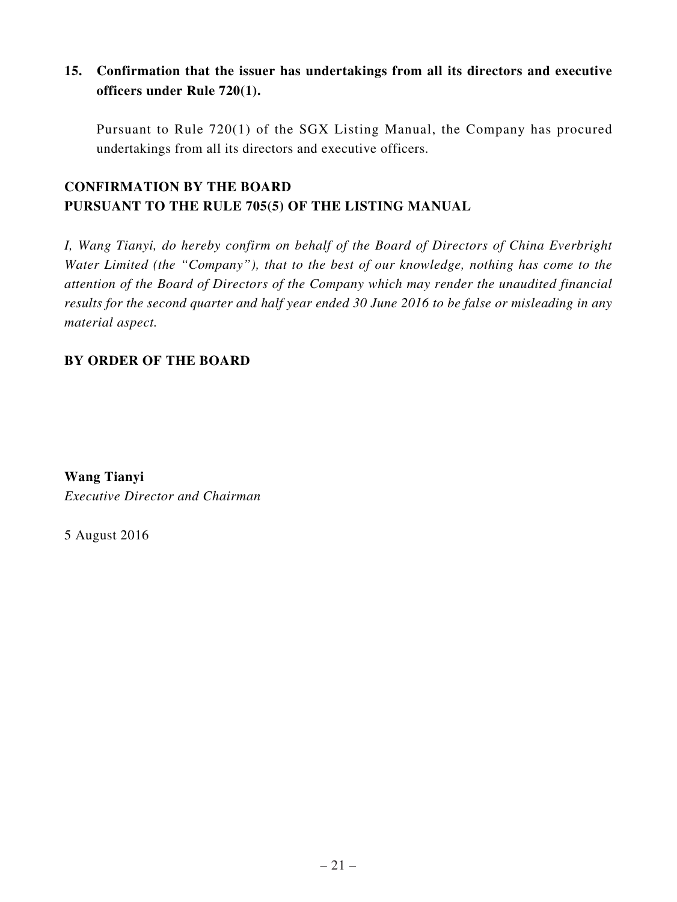**15. Confirmation that the issuer has undertakings from all its directors and executive officers under Rule 720(1).**

Pursuant to Rule 720(1) of the SGX Listing Manual, the Company has procured undertakings from all its directors and executive officers.

**CONFIRMATION BY THE BOARD**
**PURSUANT TO THE RULE 705(5) OF THE LISTING MANUAL**

*I, Wang Tianyi, do hereby confirm on behalf of the Board of Directors of China Everbright Water Limited (the "Company"), that to the best of our knowledge, nothing has come to the attention of the Board of Directors of the Company which may render the unaudited financial results for the second quarter and half year ended 30 June 2016 to be false or misleading in any material aspect.*

**BY ORDER OF THE BOARD**

**Wang Tianyi**
*Executive Director and Chairman*

5 August 2016